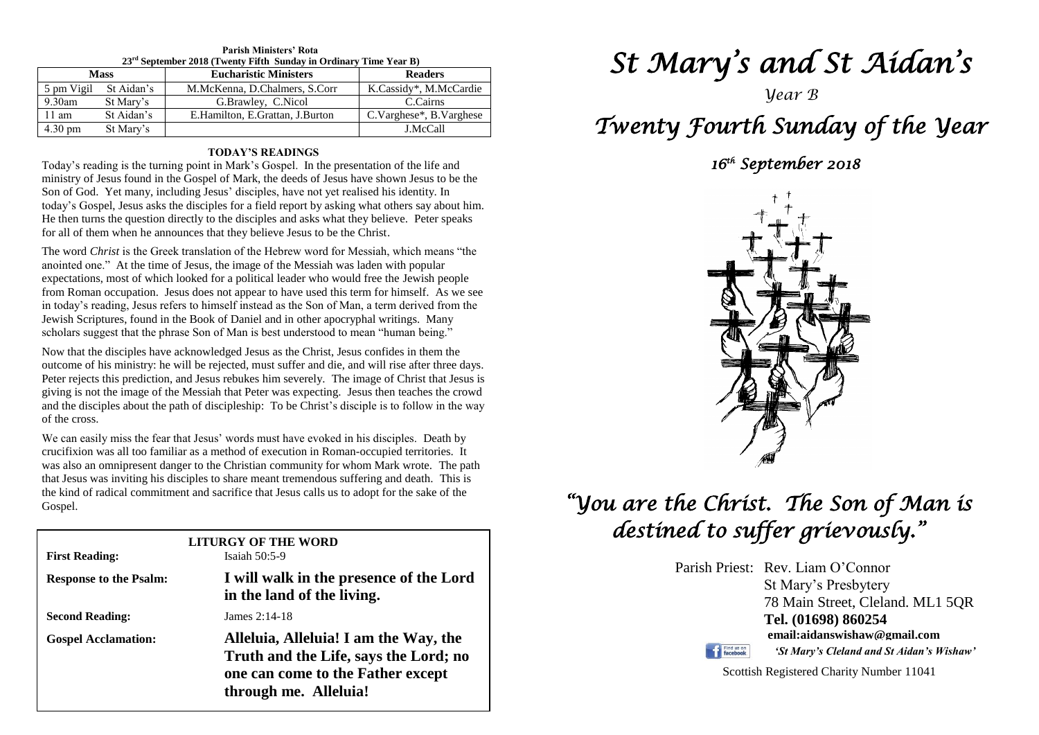**Parish Ministers' Rota**
**23rd September 2018 (Twenty Fifth Sunday in Ordinary Time Year B)**

| Mass | | Eucharistic Ministers | Readers |
|---|---|---|---|
| 5 pm Vigil | St Aidan's | M.McKenna, D.Chalmers, S.Corr | K.Cassidy*, M.McCardie |
| 9.30am | St Mary's | G.Brawley, C.Nicol | C.Cairns |
| 11 am | St Aidan's | E.Hamilton, E.Grattan, J.Burton | C.Varghese*, B.Varghese |
| 4.30 pm | St Mary's | | J.McCall |

## TODAY'S READINGS

Today's reading is the turning point in Mark's Gospel. In the presentation of the life and ministry of Jesus found in the Gospel of Mark, the deeds of Jesus have shown Jesus to be the Son of God. Yet many, including Jesus' disciples, have not yet realised his identity. In today's Gospel, Jesus asks the disciples for a field report by asking what others say about him. He then turns the question directly to the disciples and asks what they believe. Peter speaks for all of them when he announces that they believe Jesus to be the Christ.

The word *Christ* is the Greek translation of the Hebrew word for Messiah, which means "the anointed one." At the time of Jesus, the image of the Messiah was laden with popular expectations, most of which looked for a political leader who would free the Jewish people from Roman occupation. Jesus does not appear to have used this term for himself. As we see in today's reading, Jesus refers to himself instead as the Son of Man, a term derived from the Jewish Scriptures, found in the Book of Daniel and in other apocryphal writings. Many scholars suggest that the phrase Son of Man is best understood to mean "human being."

Now that the disciples have acknowledged Jesus as the Christ, Jesus confides in them the outcome of his ministry: he will be rejected, must suffer and die, and will rise after three days. Peter rejects this prediction, and Jesus rebukes him severely. The image of Christ that Jesus is giving is not the image of the Messiah that Peter was expecting. Jesus then teaches the crowd and the disciples about the path of discipleship: To be Christ's disciple is to follow in the way of the cross.

We can easily miss the fear that Jesus' words must have evoked in his disciples. Death by crucifixion was all too familiar as a method of execution in Roman-occupied territories. It was also an omnipresent danger to the Christian community for whom Mark wrote. The path that Jesus was inviting his disciples to share meant tremendous suffering and death. This is the kind of radical commitment and sacrifice that Jesus calls us to adopt for the sake of the Gospel.

**LITURGY OF THE WORD**

**First Reading:** Isaiah 50:5-9

**Response to the Psalm:** **I will walk in the presence of the Lord in the land of the living.**

**Second Reading:** James 2:14-18

**Gospel Acclamation:** **Alleluia, Alleluia! I am the Way, the Truth and the Life, says the Lord; no one can come to the Father except through me. Alleluia!**

# *St Mary's and St Aidan's*

*Year B*

# *Twenty Fourth Sunday of the Year*

*16th September 2018*

## *"You are the Christ. The Son of Man is destined to suffer grievously."*

Parish Priest: Rev. Liam O'Connor
St Mary's Presbytery
78 Main Street, Cleland. ML1 5QR
**Tel. (01698) 860254**
**email:aidanswishaw@gmail.com**
*'St Mary's Cleland and St Aidan's Wishaw'*

Scottish Registered Charity Number 11041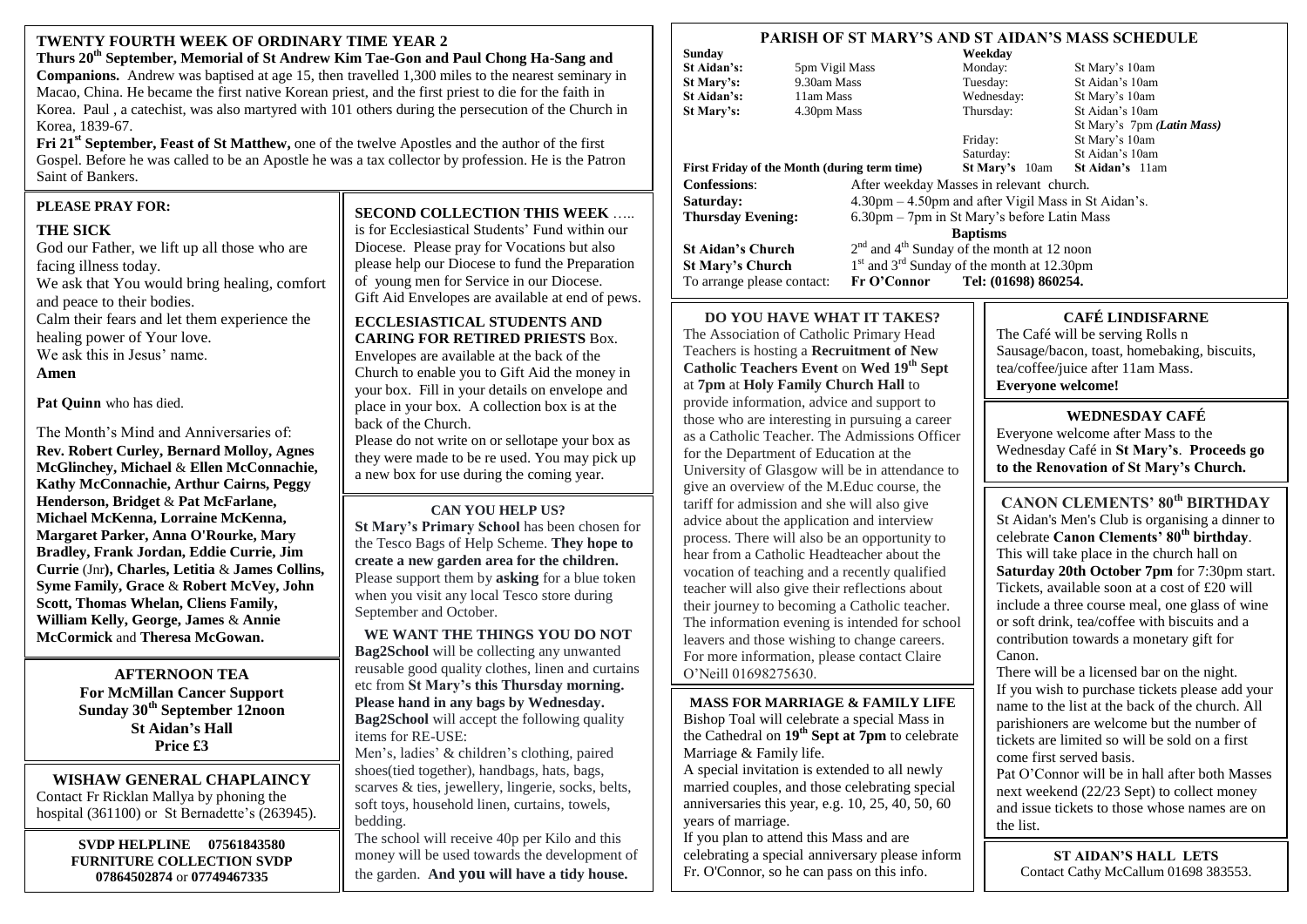## TWENTY FOURTH WEEK OF ORDINARY TIME YEAR 2

**Thurs 20th September, Memorial of St Andrew Kim Tae-Gon and Paul Chong Ha-Sang and Companions.** Andrew was baptised at age 15, then travelled 1,300 miles to the nearest seminary in Macao, China. He became the first native Korean priest, and the first priest to die for the faith in Korea. Paul , a catechist, was also martyred with 101 others during the persecution of the Church in Korea, 1839-67.

**Fri 21st September, Feast of St Matthew,** one of the twelve Apostles and the author of the first Gospel. Before he was called to be an Apostle he was a tax collector by profession. He is the Patron Saint of Bankers.

### PLEASE PRAY FOR:

**THE SICK**

God our Father, we lift up all those who are facing illness today.
We ask that You would bring healing, comfort and peace to their bodies.
Calm their fears and let them experience the healing power of Your love.
We ask this in Jesus' name.
**Amen**

**Pat Quinn** who has died.

The Month's Mind and Anniversaries of:
**Rev. Robert Curley, Bernard Molloy, Agnes McGlinchey, Michael** & **Ellen McConnachie, Kathy McConnachie, Arthur Cairns, Peggy Henderson, Bridget** & **Pat McFarlane, Michael McKenna, Lorraine McKenna, Margaret Parker, Anna O'Rourke, Mary Bradley, Frank Jordan, Eddie Currie, Jim Currie** (Jnr)**, Charles, Letitia** & **James Collins, Syme Family, Grace** & **Robert McVey, John Scott, Thomas Whelan, Cliens Family, William Kelly, George, James** & **Annie McCormick** and **Theresa McGowan.**

### AFTERNOON TEA
**For McMillan Cancer Support**
**Sunday 30th September 12noon**
**St Aidan's Hall**
**Price £3**

### WISHAW GENERAL CHAPLAINCY
Contact Fr Ricklan Mallya by phoning the hospital (361100) or St Bernadette's (263945).

**SVDP HELPLINE 07561843580**
**FURNITURE COLLECTION SVDP 07864502874** or **07749467335**

**SECOND COLLECTION THIS WEEK** …..
is for Ecclesiastical Students' Fund within our Diocese. Please pray for Vocations but also please help our Diocese to fund the Preparation of young men for Service in our Diocese. Gift Aid Envelopes are available at end of pews.

**ECCLESIASTICAL STUDENTS AND CARING FOR RETIRED PRIESTS** Box.
Envelopes are available at the back of the Church to enable you to Gift Aid the money in your box. Fill in your details on envelope and place in your box. A collection box is at the back of the Church.
Please do not write on or sellotape your box as they were made to be re used. You may pick up a new box for use during the coming year.

### CAN YOU HELP US?
**St Mary's Primary School** has been chosen for the Tesco Bags of Help Scheme. **They hope to create a new garden area for the children.** Please support them by **asking** for a blue token when you visit any local Tesco store during September and October.

### WE WANT THE THINGS YOU DO NOT
**Bag2School** will be collecting any unwanted reusable good quality clothes, linen and curtains etc from **St Mary's this Thursday morning. Please hand in any bags by Wednesday. Bag2School** will accept the following quality items for RE-USE:
Men's, ladies' & children's clothing, paired shoes(tied together), handbags, hats, bags, scarves & ties, jewellery, lingerie, socks, belts, soft toys, household linen, curtains, towels, bedding.
The school will receive 40p per Kilo and this money will be used towards the development of the garden. **And you will have a tidy house.**

## PARISH OF ST MARY'S AND ST AIDAN'S MASS SCHEDULE

| **Sunday** | | **Weekday** | |
|---|---|---|---|
| **St Aidan's:** | 5pm Vigil Mass | Monday: | St Mary's 10am |
| **St Mary's:** | 9.30am Mass | Tuesday: | St Aidan's 10am |
| **St Aidan's:** | 11am Mass | Wednesday: | St Mary's 10am |
| **St Mary's:** | 4.30pm Mass | Thursday: | St Aidan's 10am |
| | | | St Mary's 7pm *(Latin Mass)* |
| | | Friday: | St Mary's 10am |
| | | Saturday: | St Aidan's 10am |
| **First Friday of the Month (during term time)** | | **St Mary's** 10am | **St Aidan's** 11am |

**Confessions**: After weekday Masses in relevant church.
**Saturday:** 4.30pm – 4.50pm and after Vigil Mass in St Aidan's.
**Thursday Evening:** 6.30pm – 7pm in St Mary's before Latin Mass

**Baptisms**
**St Aidan's Church** 2nd and 4th Sunday of the month at 12 noon
**St Mary's Church** 1st and 3rd Sunday of the month at 12.30pm
To arrange please contact: **Fr O'Connor Tel: (01698) 860254.**

### DO YOU HAVE WHAT IT TAKES?
The Association of Catholic Primary Head Teachers is hosting a **Recruitment of New Catholic Teachers Event** on **Wed 19th Sept** at **7pm** at **Holy Family Church Hall** to provide information, advice and support to those who are interesting in pursuing a career as a Catholic Teacher. The Admissions Officer for the Department of Education at the University of Glasgow will be in attendance to give an overview of the M.Educ course, the tariff for admission and she will also give advice about the application and interview process. There will also be an opportunity to hear from a Catholic Headteacher about the vocation of teaching and a recently qualified teacher will also give their reflections about their journey to becoming a Catholic teacher. The information evening is intended for school leavers and those wishing to change careers. For more information, please contact Claire O'Neill 01698275630.

### MASS FOR MARRIAGE & FAMILY LIFE
Bishop Toal will celebrate a special Mass in the Cathedral on **19th Sept at 7pm** to celebrate Marriage & Family life.
A special invitation is extended to all newly married couples, and those celebrating special anniversaries this year, e.g. 10, 25, 40, 50, 60 years of marriage.
If you plan to attend this Mass and are celebrating a special anniversary please inform Fr. O'Connor, so he can pass on this info.

### CAFÉ LINDISFARNE
The Café will be serving Rolls n Sausage/bacon, toast, homebaking, biscuits, tea/coffee/juice after 11am Mass.
**Everyone welcome!**

### WEDNESDAY CAFÉ
Everyone welcome after Mass to the Wednesday Café in **St Mary's**. **Proceeds go to the Renovation of St Mary's Church.**

### CANON CLEMENTS' 80th BIRTHDAY
St Aidan's Men's Club is organising a dinner to celebrate **Canon Clements' 80th birthday**. This will take place in the church hall on **Saturday 20th October 7pm** for 7:30pm start. Tickets, available soon at a cost of £20 will include a three course meal, one glass of wine or soft drink, tea/coffee with biscuits and a contribution towards a monetary gift for Canon.
There will be a licensed bar on the night.
If you wish to purchase tickets please add your name to the list at the back of the church. All parishioners are welcome but the number of tickets are limited so will be sold on a first come first served basis.
Pat O'Connor will be in hall after both Masses next weekend (22/23 Sept) to collect money and issue tickets to those whose names are on the list.

**ST AIDAN'S HALL LETS**
Contact Cathy McCallum 01698 383553.